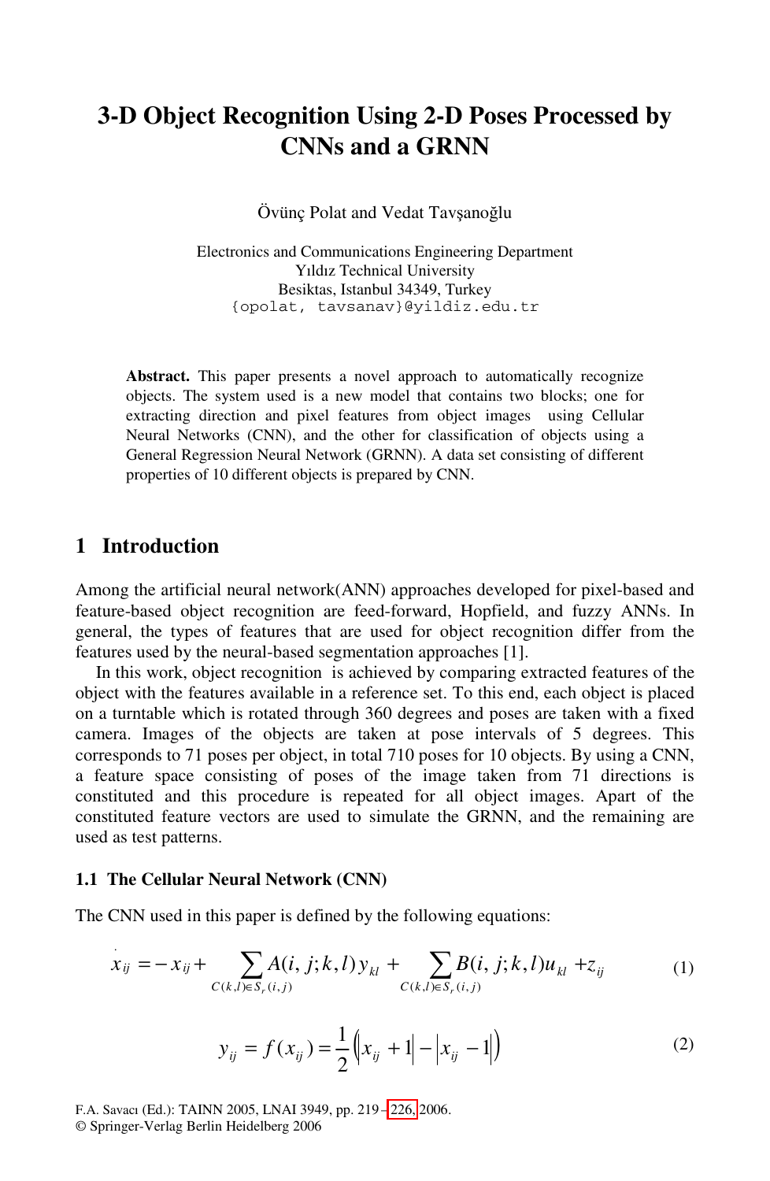# 3-D Object Recognition Using 2-D Poses Processed by CNNs and a GRNN

Övünç Polat and Vedat Tavşanoğlu

Electronics and Communications Engineering Department
Yıldız Technical University
Besiktas, Istanbul 34349, Turkey
{opolat, tavsanav}@yildiz.edu.tr

**Abstract.** This paper presents a novel approach to automatically recognize objects. The system used is a new model that contains two blocks; one for extracting direction and pixel features from object images using Cellular Neural Networks (CNN), and the other for classification of objects using a General Regression Neural Network (GRNN). A data set consisting of different properties of 10 different objects is prepared by CNN.

## 1 Introduction

Among the artificial neural network(ANN) approaches developed for pixel-based and feature-based object recognition are feed-forward, Hopfield, and fuzzy ANNs. In general, the types of features that are used for object recognition differ from the features used by the neural-based segmentation approaches [1].

In this work, object recognition is achieved by comparing extracted features of the object with the features available in a reference set. To this end, each object is placed on a turntable which is rotated through 360 degrees and poses are taken with a fixed camera. Images of the objects are taken at pose intervals of 5 degrees. This corresponds to 71 poses per object, in total 710 poses for 10 objects. By using a CNN, a feature space consisting of poses of the image taken from 71 directions is constituted and this procedure is repeated for all object images. Apart of the constituted feature vectors are used to simulate the GRNN, and the remaining are used as test patterns.

### 1.1 The Cellular Neural Network (CNN)

The CNN used in this paper is defined by the following equations:

$$\dot{x}_{ij} = -x_{ij} + \sum_{C(k,l)\in S_r(i,j)} A(i,j;k,l)\, y_{kl} + \sum_{C(k,l)\in S_r(i,j)} B(i,j;k,l)\, u_{kl} + z_{ij} \tag{1}$$

$$y_{ij} = f(x_{ij}) = \frac{1}{2}\left(\left|x_{ij}+1\right| - \left|x_{ij}-1\right|\right) \tag{2}$$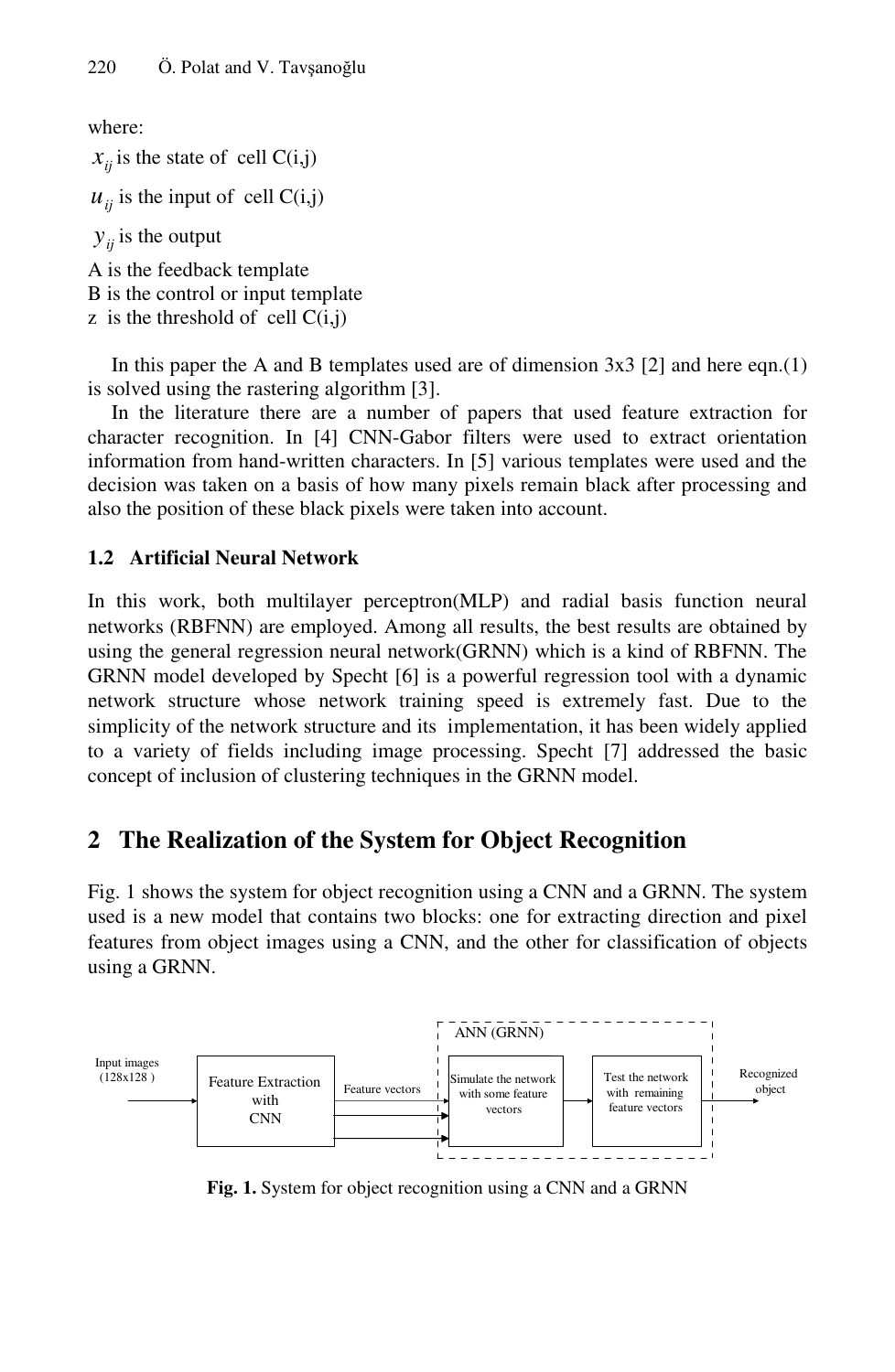where:

$x_{ij}$ is the state of cell C(i,j)

$u_{ij}$ is the input of cell C(i,j)

$y_{ij}$ is the output

A is the feedback template

B is the control or input template

z is the threshold of cell C(i,j)

In this paper the A and B templates used are of dimension 3x3 [2] and here eqn.(1) is solved using the rastering algorithm [3].

In the literature there are a number of papers that used feature extraction for character recognition. In [4] CNN-Gabor filters were used to extract orientation information from hand-written characters. In [5] various templates were used and the decision was taken on a basis of how many pixels remain black after processing and also the position of these black pixels were taken into account.

### 1.2 Artificial Neural Network

In this work, both multilayer perceptron(MLP) and radial basis function neural networks (RBFNN) are employed. Among all results, the best results are obtained by using the general regression neural network(GRNN) which is a kind of RBFNN. The GRNN model developed by Specht [6] is a powerful regression tool with a dynamic network structure whose network training speed is extremely fast. Due to the simplicity of the network structure and its implementation, it has been widely applied to a variety of fields including image processing. Specht [7] addressed the basic concept of inclusion of clustering techniques in the GRNN model.

## 2 The Realization of the System for Object Recognition

Fig. 1 shows the system for object recognition using a CNN and a GRNN. The system used is a new model that contains two blocks: one for extracting direction and pixel features from object images using a CNN, and the other for classification of objects using a GRNN.

Input images (128x128) → Feature Extraction with CNN → Feature vectors → ANN (GRNN): [Simulate the network with some feature vectors → Test the network with remaining feature vectors] → Recognized object

**Fig. 1.** System for object recognition using a CNN and a GRNN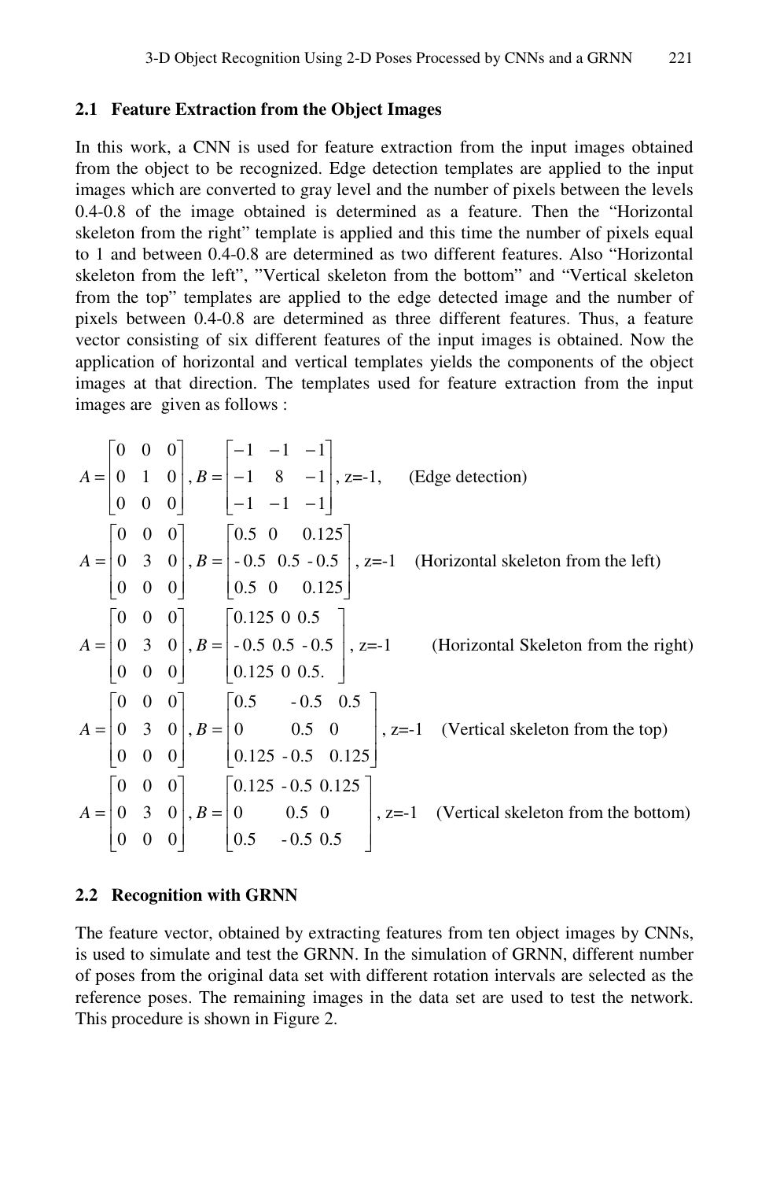### 2.1 Feature Extraction from the Object Images

In this work, a CNN is used for feature extraction from the input images obtained from the object to be recognized. Edge detection templates are applied to the input images which are converted to gray level and the number of pixels between the levels 0.4-0.8 of the image obtained is determined as a feature. Then the "Horizontal skeleton from the right" template is applied and this time the number of pixels equal to 1 and between 0.4-0.8 are determined as two different features. Also "Horizontal skeleton from the left", "Vertical skeleton from the bottom" and "Vertical skeleton from the top" templates are applied to the edge detected image and the number of pixels between 0.4-0.8 are determined as three different features. Thus, a feature vector consisting of six different features of the input images is obtained. Now the application of horizontal and vertical templates yields the components of the object images at that direction. The templates used for feature extraction from the input images are given as follows :

$$A = \begin{bmatrix} 0 & 0 & 0 \\ 0 & 1 & 0 \\ 0 & 0 & 0 \end{bmatrix}, B = \begin{bmatrix} -1 & -1 & -1 \\ -1 & 8 & -1 \\ -1 & -1 & -1 \end{bmatrix}, z=-1, \quad \text{(Edge detection)}$$

$$A = \begin{bmatrix} 0 & 0 & 0 \\ 0 & 3 & 0 \\ 0 & 0 & 0 \end{bmatrix}, B = \begin{bmatrix} 0.5 & 0 & 0.125 \\ -0.5 & 0.5 & -0.5 \\ 0.5 & 0 & 0.125 \end{bmatrix}, z=-1 \quad \text{(Horizontal skeleton from the left)}$$

$$A = \begin{bmatrix} 0 & 0 & 0 \\ 0 & 3 & 0 \\ 0 & 0 & 0 \end{bmatrix}, B = \begin{bmatrix} 0.125 & 0 & 0.5 \\ -0.5 & 0.5 & -0.5 \\ 0.125 & 0 & 0.5. \end{bmatrix}, z=-1 \quad \text{(Horizontal Skeleton from the right)}$$

$$A = \begin{bmatrix} 0 & 0 & 0 \\ 0 & 3 & 0 \\ 0 & 0 & 0 \end{bmatrix}, B = \begin{bmatrix} 0.5 & -0.5 & 0.5 \\ 0 & 0.5 & 0 \\ 0.125 & -0.5 & 0.125 \end{bmatrix}, z=-1 \quad \text{(Vertical skeleton from the top)}$$

$$A = \begin{bmatrix} 0 & 0 & 0 \\ 0 & 3 & 0 \\ 0 & 0 & 0 \end{bmatrix}, B = \begin{bmatrix} 0.125 & -0.5 & 0.125 \\ 0 & 0.5 & 0 \\ 0.5 & -0.5 & 0.5 \end{bmatrix}, z=-1 \quad \text{(Vertical skeleton from the bottom)}$$

### 2.2 Recognition with GRNN

The feature vector, obtained by extracting features from ten object images by CNNs, is used to simulate and test the GRNN. In the simulation of GRNN, different number of poses from the original data set with different rotation intervals are selected as the reference poses. The remaining images in the data set are used to test the network. This procedure is shown in Figure 2.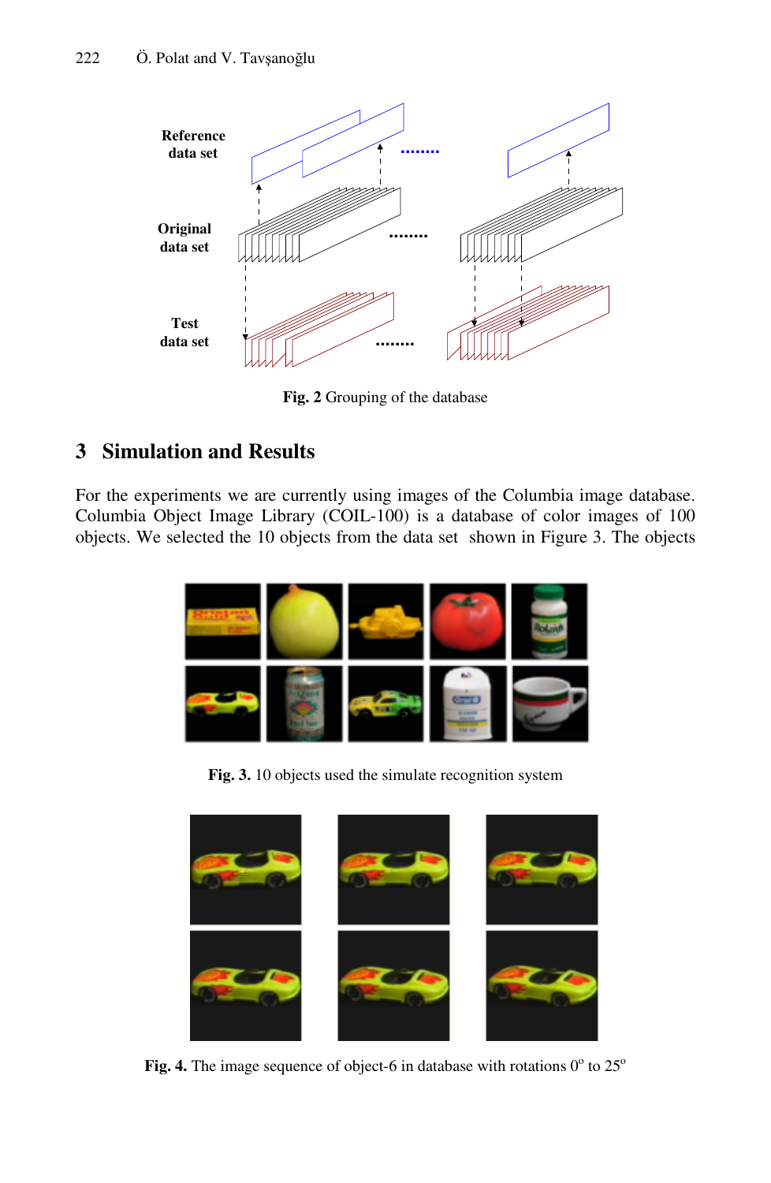Fig. 2 Grouping of the database

## 3 Simulation and Results

For the experiments we are currently using images of the Columbia image database. Columbia Object Image Library (COIL-100) is a database of color images of 100 objects. We selected the 10 objects from the data set shown in Figure 3. The objects

**Fig. 3.** 10 objects used the simulate recognition system

**Fig. 4.** The image sequence of object-6 in database with rotations $0^o$ to $25^o$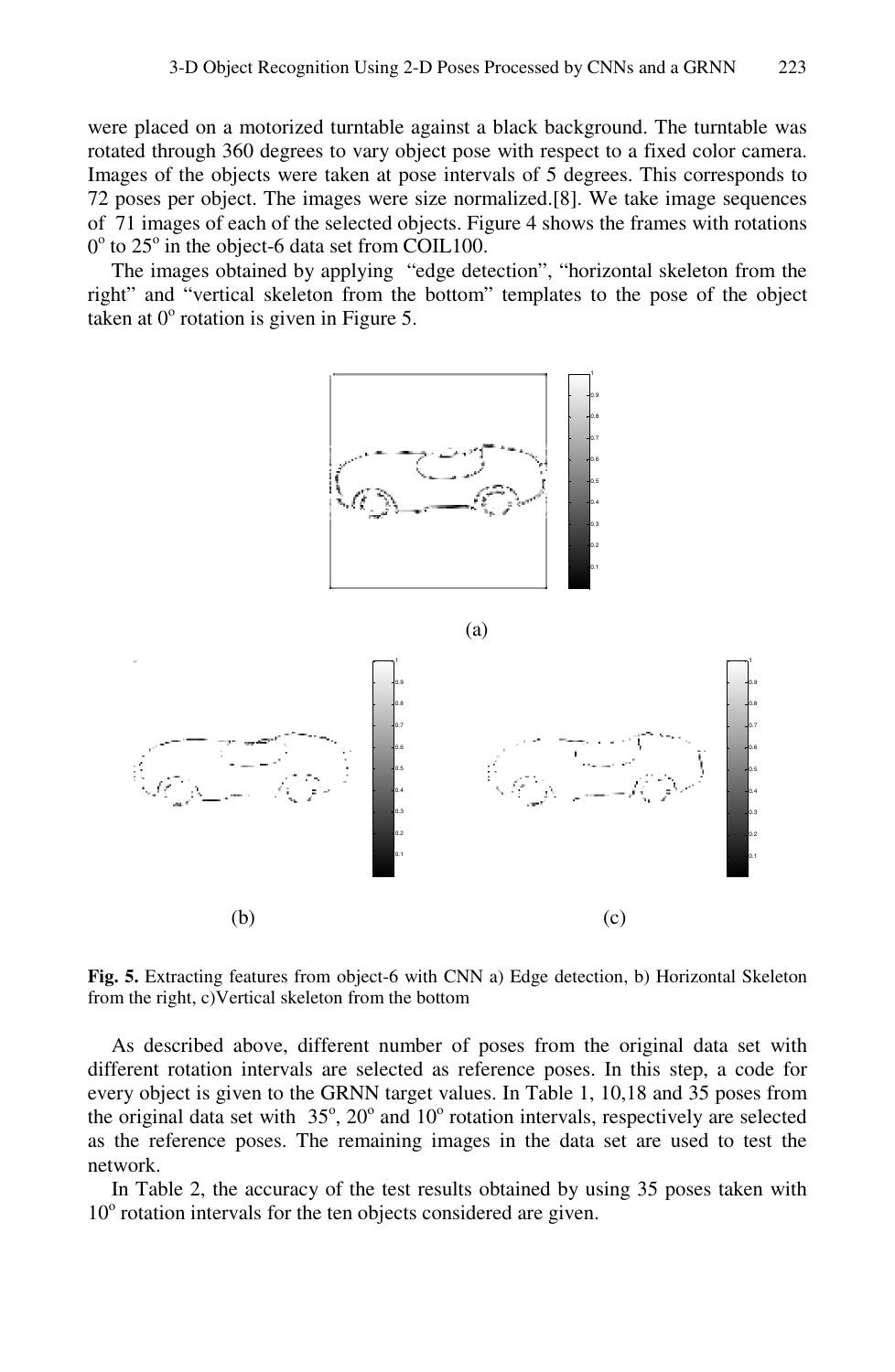were placed on a motorized turntable against a black background. The turntable was rotated through 360 degrees to vary object pose with respect to a fixed color camera. Images of the objects were taken at pose intervals of 5 degrees. This corresponds to 72 poses per object. The images were size normalized.[8]. We take image sequences of 71 images of each of the selected objects. Figure 4 shows the frames with rotations $0^o$ to $25^o$ in the object-6 data set from COIL100.

The images obtained by applying "edge detection", "horizontal skeleton from the right" and "vertical skeleton from the bottom" templates to the pose of the object taken at $0^o$ rotation is given in Figure 5.

(a)

(b) (c)

**Fig. 5.** Extracting features from object-6 with CNN a) Edge detection, b) Horizontal Skeleton from the right, c)Vertical skeleton from the bottom

As described above, different number of poses from the original data set with different rotation intervals are selected as reference poses. In this step, a code for every object is given to the GRNN target values. In Table 1, 10,18 and 35 poses from the original data set with $35^o$, $20^o$ and $10^o$ rotation intervals, respectively are selected as the reference poses. The remaining images in the data set are used to test the network.

In Table 2, the accuracy of the test results obtained by using 35 poses taken with $10^o$ rotation intervals for the ten objects considered are given.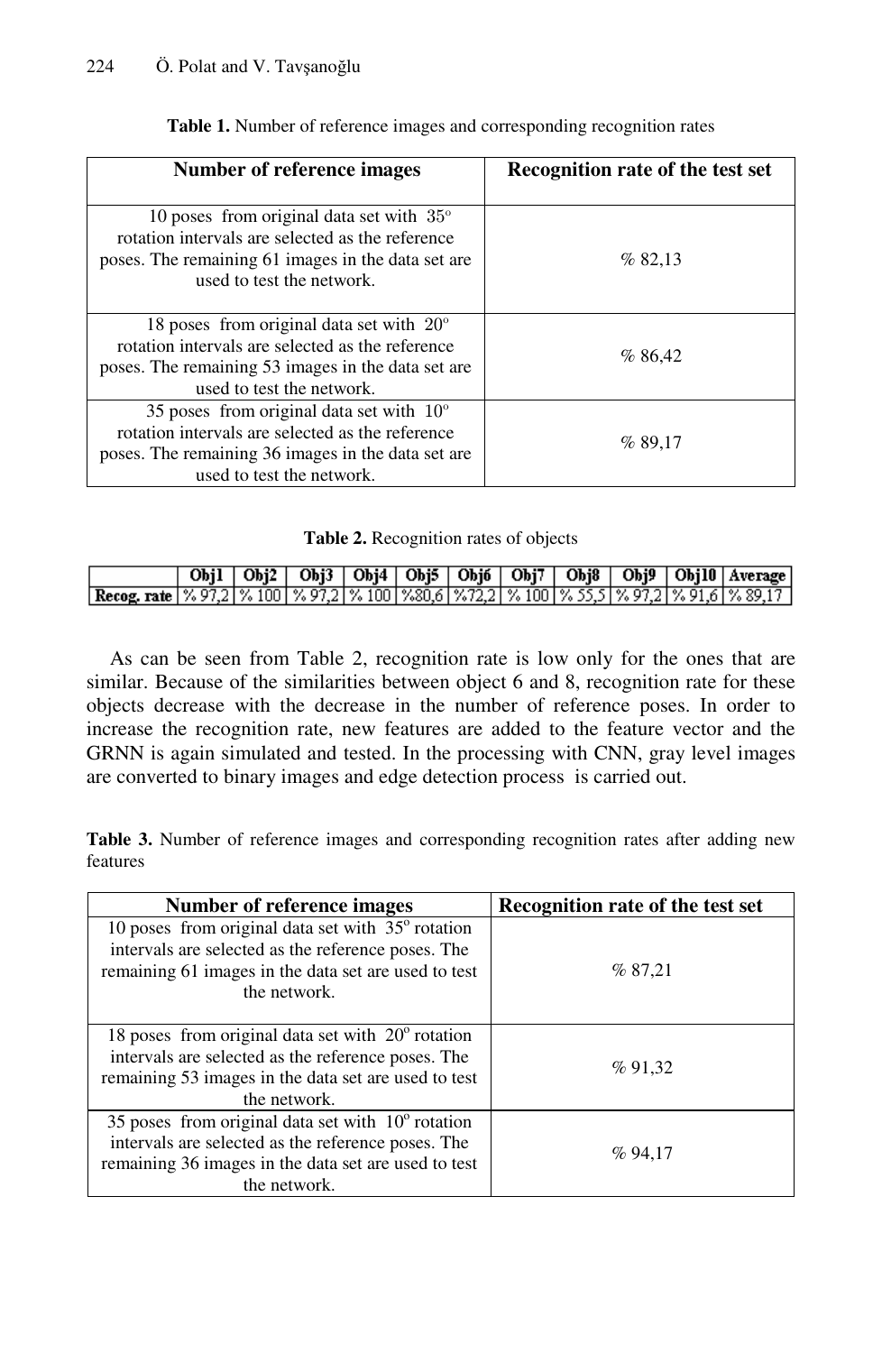**Table 1.** Number of reference images and corresponding recognition rates

| Number of reference images | Recognition rate of the test set |
|---|---|
| 10 poses from original data set with $35^o$ rotation intervals are selected as the reference poses. The remaining 61 images in the data set are used to test the network. | % 82,13 |
| 18 poses from original data set with $20^o$ rotation intervals are selected as the reference poses. The remaining 53 images in the data set are used to test the network. | % 86,42 |
| 35 poses from original data set with $10^o$ rotation intervals are selected as the reference poses. The remaining 36 images in the data set are used to test the network. | % 89,17 |

**Table 2.** Recognition rates of objects

| | Obj1 | Obj2 | Obj3 | Obj4 | Obj5 | Obj6 | Obj7 | Obj8 | Obj9 | Obj10 | Average |
|---|---|---|---|---|---|---|---|---|---|---|---|
| **Recog. rate** | % 97,2 | % 100 | % 97,2 | % 100 | %80,6 | %72,2 | % 100 | % 55,5 | % 97,2 | % 91,6 | % 89,17 |

As can be seen from Table 2, recognition rate is low only for the ones that are similar. Because of the similarities between object 6 and 8, recognition rate for these objects decrease with the decrease in the number of reference poses. In order to increase the recognition rate, new features are added to the feature vector and the GRNN is again simulated and tested. In the processing with CNN, gray level images are converted to binary images and edge detection process is carried out.

**Table 3.** Number of reference images and corresponding recognition rates after adding new features

| Number of reference images | Recognition rate of the test set |
|---|---|
| 10 poses from original data set with $35^o$ rotation intervals are selected as the reference poses. The remaining 61 images in the data set are used to test the network. | % 87,21 |
| 18 poses from original data set with $20^o$ rotation intervals are selected as the reference poses. The remaining 53 images in the data set are used to test the network. | % 91,32 |
| 35 poses from original data set with $10^o$ rotation intervals are selected as the reference poses. The remaining 36 images in the data set are used to test the network. | % 94,17 |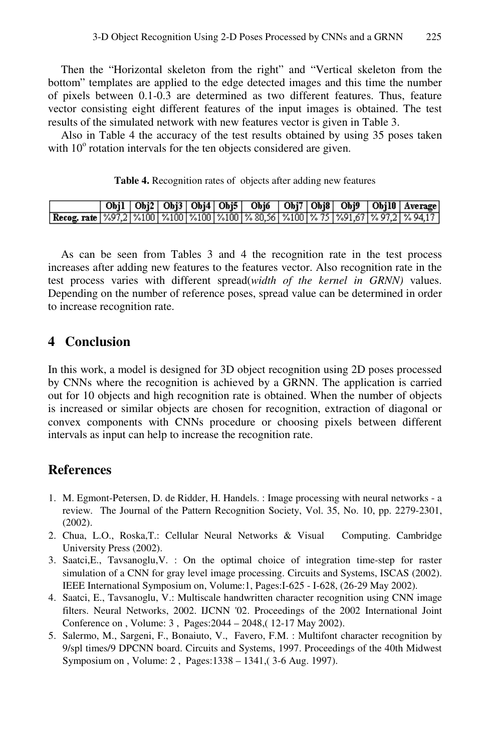Then the "Horizontal skeleton from the right" and "Vertical skeleton from the bottom" templates are applied to the edge detected images and this time the number of pixels between 0.1-0.3 are determined as two different features. Thus, feature vector consisting eight different features of the input images is obtained. The test results of the simulated network with new features vector is given in Table 3.

Also in Table 4 the accuracy of the test results obtained by using 35 poses taken with $10^o$ rotation intervals for the ten objects considered are given.

**Table 4.** Recognition rates of objects after adding new features

| | Obj1 | Obj2 | Obj3 | Obj4 | Obj5 | Obj6 | Obj7 | Obj8 | Obj9 | Obj10 | Average |
|---|---|---|---|---|---|---|---|---|---|---|---|
| **Recog. rate** | %97,2 | %100 | %100 | %100 | %100 | % 80,56 | %100 | % 75 | %91,67 | % 97,2 | % 94,17 |

As can be seen from Tables 3 and 4 the recognition rate in the test process increases after adding new features to the features vector. Also recognition rate in the test process varies with different spread(*width of the kernel in GRNN)* values. Depending on the number of reference poses, spread value can be determined in order to increase recognition rate.

## 4 Conclusion

In this work, a model is designed for 3D object recognition using 2D poses processed by CNNs where the recognition is achieved by a GRNN. The application is carried out for 10 objects and high recognition rate is obtained. When the number of objects is increased or similar objects are chosen for recognition, extraction of diagonal or convex components with CNNs procedure or choosing pixels between different intervals as input can help to increase the recognition rate.

## References

1. M. Egmont-Petersen, D. de Ridder, H. Handels. : Image processing with neural networks - a review. The Journal of the Pattern Recognition Society, Vol. 35, No. 10, pp. 2279-2301, (2002).
2. Chua, L.O., Roska,T.: Cellular Neural Networks & Visual Computing. Cambridge University Press (2002).
3. Saatci,E., Tavsanoglu,V. : On the optimal choice of integration time-step for raster simulation of a CNN for gray level image processing. Circuits and Systems, ISCAS (2002). IEEE International Symposium on, Volume:1, Pages:I-625 - I-628, (26-29 May 2002).
4. Saatci, E., Tavsanoglu, V.: Multiscale handwritten character recognition using CNN image filters. Neural Networks, 2002. IJCNN '02. Proceedings of the 2002 International Joint Conference on , Volume: 3 , Pages:2044 – 2048,( 12-17 May 2002).
5. Salermo, M., Sargeni, F., Bonaiuto, V., Favero, F.M. : Multifont character recognition by 9/spl times/9 DPCNN board. Circuits and Systems, 1997. Proceedings of the 40th Midwest Symposium on , Volume: 2 , Pages:1338 – 1341,( 3-6 Aug. 1997).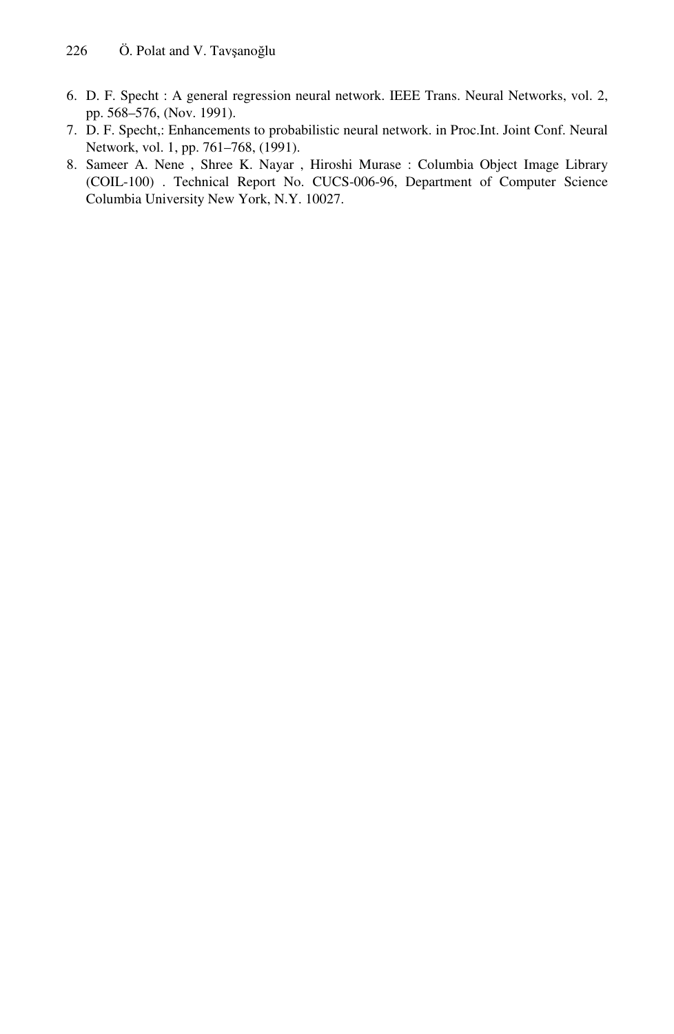6. D. F. Specht : A general regression neural network. IEEE Trans. Neural Networks, vol. 2, pp. 568–576, (Nov. 1991).
7. D. F. Specht,: Enhancements to probabilistic neural network. in Proc.Int. Joint Conf. Neural Network, vol. 1, pp. 761–768, (1991).
8. Sameer A. Nene , Shree K. Nayar , Hiroshi Murase : Columbia Object Image Library (COIL-100) . Technical Report No. CUCS-006-96, Department of Computer Science Columbia University New York, N.Y. 10027.